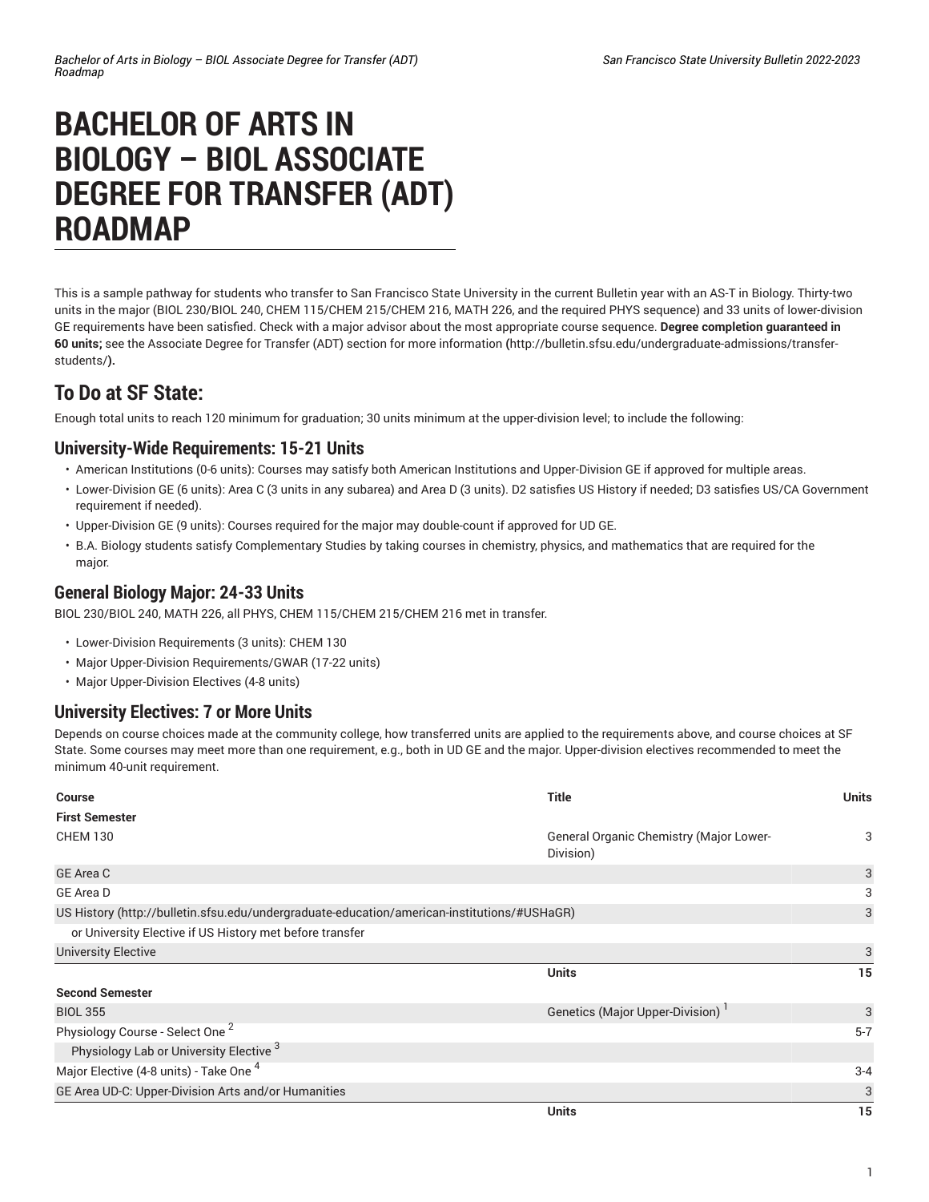# BACHELOR OF ARTS IN BIOLOGY – BIOL ASSOCIATE DEGREE FOR TRANSFER (ADT) ROADMAP

This is a sample pathway for students who transfer to San Francisco State University in the current Bulletin year with an AS-T in Biology. Thirty-two units in the major (BIOL 230/BIOL 240, CHEM 115/CHEM 215/CHEM 216, MATH 226, and the required PHYS sequence) and 33 units of lower-division GE requirements have been satisfied. Check with a major advisor about the most appropriate course sequence. **Degree completion guaranteed in 60 units;** see the Associate Degree for Transfer (ADT) section for more information **(**http://bulletin.sfsu.edu/undergraduate-admissions/transfer-students/**).**

## To Do at SF State:

Enough total units to reach 120 minimum for graduation; 30 units minimum at the upper-division level; to include the following:

### University-Wide Requirements: 15-21 Units

- American Institutions (0-6 units): Courses may satisfy both American Institutions and Upper-Division GE if approved for multiple areas.
- Lower-Division GE (6 units): Area C (3 units in any subarea) and Area D (3 units). D2 satisfies US History if needed; D3 satisfies US/CA Government requirement if needed).
- Upper-Division GE (9 units): Courses required for the major may double-count if approved for UD GE.
- B.A. Biology students satisfy Complementary Studies by taking courses in chemistry, physics, and mathematics that are required for the major.

### General Biology Major: 24-33 Units

BIOL 230/BIOL 240, MATH 226, all PHYS, CHEM 115/CHEM 215/CHEM 216 met in transfer.

- Lower-Division Requirements (3 units): CHEM 130
- Major Upper-Division Requirements/GWAR (17-22 units)
- Major Upper-Division Electives (4-8 units)

### University Electives: 7 or More Units

Depends on course choices made at the community college, how transferred units are applied to the requirements above, and course choices at SF State. Some courses may meet more than one requirement, e.g., both in UD GE and the major. Upper-division electives recommended to meet the minimum 40-unit requirement.

| Course | Title | Units |
|---|---|---|
| **First Semester** | | |
| CHEM 130 | General Organic Chemistry (Major Lower-Division) | 3 |
| GE Area C | | 3 |
| GE Area D | | 3 |
| US History (http://bulletin.sfsu.edu/undergraduate-education/american-institutions/#USHaGR) | | 3 |
| or University Elective if US History met before transfer | | |
| University Elective | | 3 |
| | **Units** | **15** |
| **Second Semester** | | |
| BIOL 355 | Genetics (Major Upper-Division) [1] | 3 |
| Physiology Course - Select One [2] | | 5-7 |
| Physiology Lab or University Elective [3] | | |
| Major Elective (4-8 units) - Take One [4] | | 3-4 |
| GE Area UD-C: Upper-Division Arts and/or Humanities | | 3 |
| | **Units** | **15** |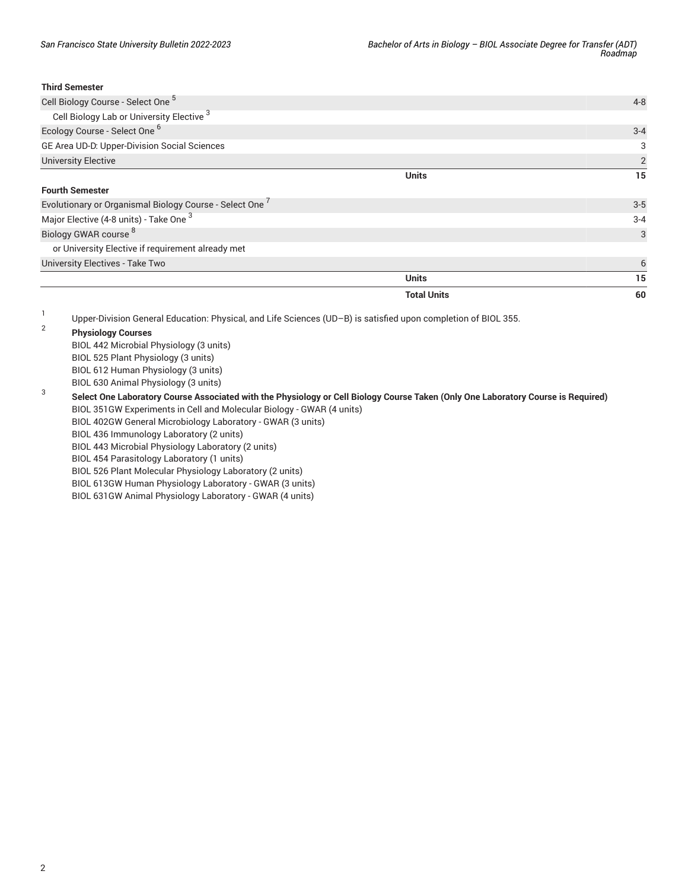| Third Semester | | |
| --- | --- | --- |
| Cell Biology Course - Select One [5] | | 4-8 |
| Cell Biology Lab or University Elective [3] | | |
| Ecology Course - Select One [6] | | 3-4 |
| GE Area UD-D: Upper-Division Social Sciences | | 3 |
| University Elective | | 2 |
| | **Units** | **15** |
| **Fourth Semester** | | |
| Evolutionary or Organismal Biology Course - Select One [7] | | 3-5 |
| Major Elective (4-8 units) - Take One [3] | | 3-4 |
| Biology GWAR course [8] | | 3 |
| or University Elective if requirement already met | | |
| University Electives - Take Two | | 6 |
| | **Units** | **15** |
| | **Total Units** | **60** |

1. Upper-Division General Education: Physical, and Life Sciences (UD–B) is satisfied upon completion of BIOL 355.
2. **Physiology Courses**
   BIOL 442 Microbial Physiology (3 units)
   BIOL 525 Plant Physiology (3 units)
   BIOL 612 Human Physiology (3 units)
   BIOL 630 Animal Physiology (3 units)
3. **Select One Laboratory Course Associated with the Physiology or Cell Biology Course Taken (Only One Laboratory Course is Required)**
   BIOL 351GW Experiments in Cell and Molecular Biology - GWAR (4 units)
   BIOL 402GW General Microbiology Laboratory - GWAR (3 units)
   BIOL 436 Immunology Laboratory (2 units)
   BIOL 443 Microbial Physiology Laboratory (2 units)
   BIOL 454 Parasitology Laboratory (1 units)
   BIOL 526 Plant Molecular Physiology Laboratory (2 units)
   BIOL 613GW Human Physiology Laboratory - GWAR (3 units)
   BIOL 631GW Animal Physiology Laboratory - GWAR (4 units)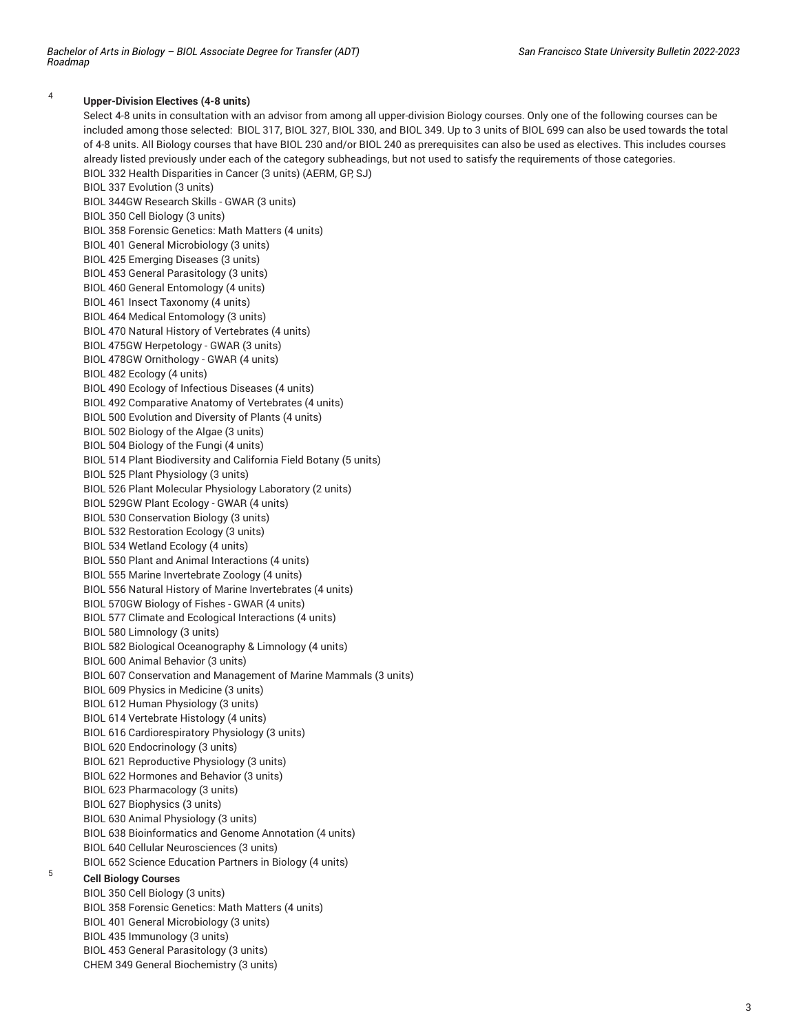[4] **Upper-Division Electives (4-8 units)**

Select 4-8 units in consultation with an advisor from among all upper-division Biology courses. Only one of the following courses can be included among those selected: BIOL 317, BIOL 327, BIOL 330, and BIOL 349. Up to 3 units of BIOL 699 can also be used towards the total of 4-8 units. All Biology courses that have BIOL 230 and/or BIOL 240 as prerequisites can also be used as electives. This includes courses already listed previously under each of the category subheadings, but not used to satisfy the requirements of those categories.

BIOL 332 Health Disparities in Cancer (3 units) (AERM, GP, SJ)
BIOL 337 Evolution (3 units)
BIOL 344GW Research Skills - GWAR (3 units)
BIOL 350 Cell Biology (3 units)
BIOL 358 Forensic Genetics: Math Matters (4 units)
BIOL 401 General Microbiology (3 units)
BIOL 425 Emerging Diseases (3 units)
BIOL 453 General Parasitology (3 units)
BIOL 460 General Entomology (4 units)
BIOL 461 Insect Taxonomy (4 units)
BIOL 464 Medical Entomology (3 units)
BIOL 470 Natural History of Vertebrates (4 units)
BIOL 475GW Herpetology - GWAR (3 units)
BIOL 478GW Ornithology - GWAR (4 units)
BIOL 482 Ecology (4 units)
BIOL 490 Ecology of Infectious Diseases (4 units)
BIOL 492 Comparative Anatomy of Vertebrates (4 units)
BIOL 500 Evolution and Diversity of Plants (4 units)
BIOL 502 Biology of the Algae (3 units)
BIOL 504 Biology of the Fungi (4 units)
BIOL 514 Plant Biodiversity and California Field Botany (5 units)
BIOL 525 Plant Physiology (3 units)
BIOL 526 Plant Molecular Physiology Laboratory (2 units)
BIOL 529GW Plant Ecology - GWAR (4 units)
BIOL 530 Conservation Biology (3 units)
BIOL 532 Restoration Ecology (3 units)
BIOL 534 Wetland Ecology (4 units)
BIOL 550 Plant and Animal Interactions (4 units)
BIOL 555 Marine Invertebrate Zoology (4 units)
BIOL 556 Natural History of Marine Invertebrates (4 units)
BIOL 570GW Biology of Fishes - GWAR (4 units)
BIOL 577 Climate and Ecological Interactions (4 units)
BIOL 580 Limnology (3 units)
BIOL 582 Biological Oceanography & Limnology (4 units)
BIOL 600 Animal Behavior (3 units)
BIOL 607 Conservation and Management of Marine Mammals (3 units)
BIOL 609 Physics in Medicine (3 units)
BIOL 612 Human Physiology (3 units)
BIOL 614 Vertebrate Histology (4 units)
BIOL 616 Cardiorespiratory Physiology (3 units)
BIOL 620 Endocrinology (3 units)
BIOL 621 Reproductive Physiology (3 units)
BIOL 622 Hormones and Behavior (3 units)
BIOL 623 Pharmacology (3 units)
BIOL 627 Biophysics (3 units)
BIOL 630 Animal Physiology (3 units)
BIOL 638 Bioinformatics and Genome Annotation (4 units)
BIOL 640 Cellular Neurosciences (3 units)
BIOL 652 Science Education Partners in Biology (4 units)

[5] **Cell Biology Courses**

BIOL 350 Cell Biology (3 units)
BIOL 358 Forensic Genetics: Math Matters (4 units)
BIOL 401 General Microbiology (3 units)
BIOL 435 Immunology (3 units)
BIOL 453 General Parasitology (3 units)
CHEM 349 General Biochemistry (3 units)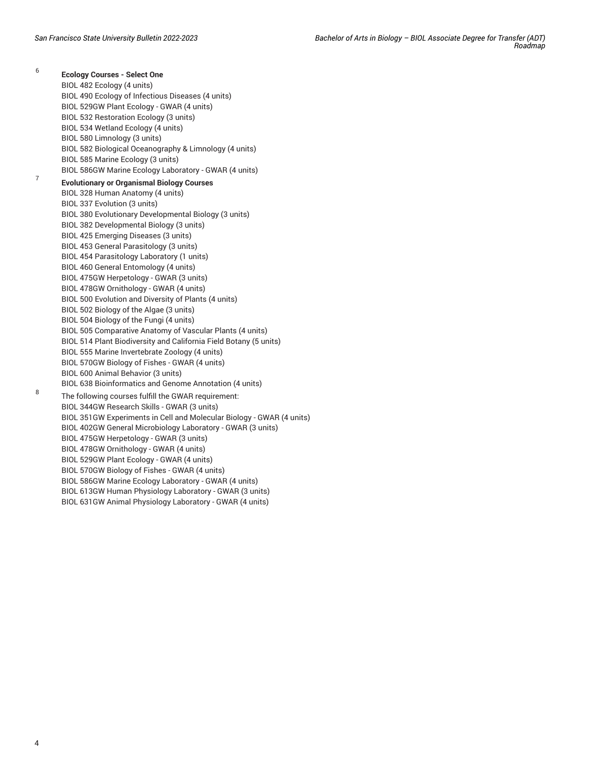6

**Ecology Courses - Select One**

BIOL 482 Ecology (4 units)
BIOL 490 Ecology of Infectious Diseases (4 units)
BIOL 529GW Plant Ecology - GWAR (4 units)
BIOL 532 Restoration Ecology (3 units)
BIOL 534 Wetland Ecology (4 units)
BIOL 580 Limnology (3 units)
BIOL 582 Biological Oceanography & Limnology (4 units)
BIOL 585 Marine Ecology (3 units)
BIOL 586GW Marine Ecology Laboratory - GWAR (4 units)

7

**Evolutionary or Organismal Biology Courses**

BIOL 328 Human Anatomy (4 units)
BIOL 337 Evolution (3 units)
BIOL 380 Evolutionary Developmental Biology (3 units)
BIOL 382 Developmental Biology (3 units)
BIOL 425 Emerging Diseases (3 units)
BIOL 453 General Parasitology (3 units)
BIOL 454 Parasitology Laboratory (1 units)
BIOL 460 General Entomology (4 units)
BIOL 475GW Herpetology - GWAR (3 units)
BIOL 478GW Ornithology - GWAR (4 units)
BIOL 500 Evolution and Diversity of Plants (4 units)
BIOL 502 Biology of the Algae (3 units)
BIOL 504 Biology of the Fungi (4 units)
BIOL 505 Comparative Anatomy of Vascular Plants (4 units)
BIOL 514 Plant Biodiversity and California Field Botany (5 units)
BIOL 555 Marine Invertebrate Zoology (4 units)
BIOL 570GW Biology of Fishes - GWAR (4 units)
BIOL 600 Animal Behavior (3 units)
BIOL 638 Bioinformatics and Genome Annotation (4 units)

8

The following courses fulfill the GWAR requirement:

BIOL 344GW Research Skills - GWAR (3 units)
BIOL 351GW Experiments in Cell and Molecular Biology - GWAR (4 units)
BIOL 402GW General Microbiology Laboratory - GWAR (3 units)
BIOL 475GW Herpetology - GWAR (3 units)
BIOL 478GW Ornithology - GWAR (4 units)
BIOL 529GW Plant Ecology - GWAR (4 units)
BIOL 570GW Biology of Fishes - GWAR (4 units)
BIOL 586GW Marine Ecology Laboratory - GWAR (4 units)
BIOL 613GW Human Physiology Laboratory - GWAR (3 units)
BIOL 631GW Animal Physiology Laboratory - GWAR (4 units)